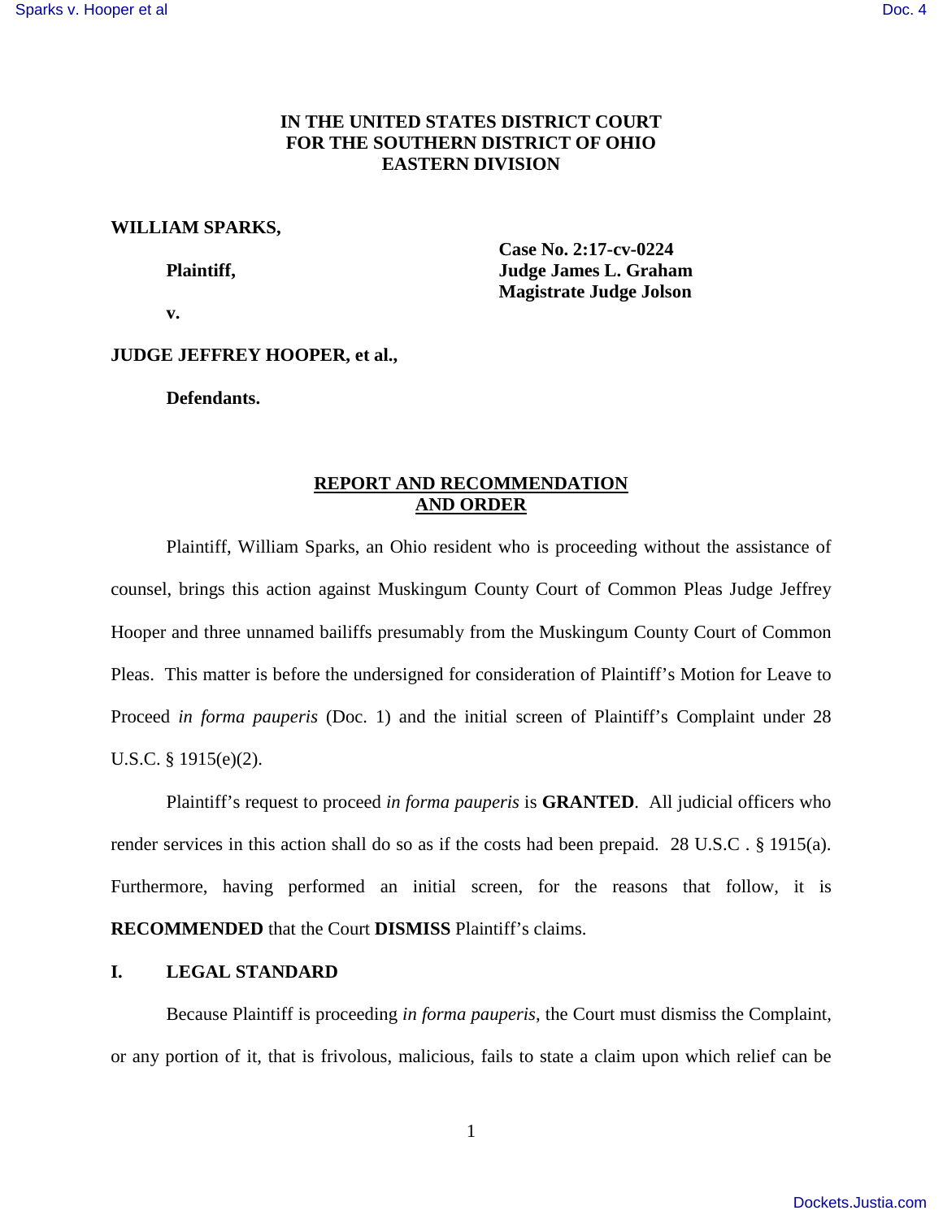**IN THE UNITED STATES DISTRICT COURT**
**FOR THE SOUTHERN DISTRICT OF OHIO**
**EASTERN DIVISION**

**WILLIAM SPARKS,**

**Plaintiff,**

**v.**

**JUDGE JEFFREY HOOPER, et al.,**

**Defendants.**

**Case No. 2:17-cv-0224**
**Judge James L. Graham**
**Magistrate Judge Jolson**

## REPORT AND RECOMMENDATION AND ORDER

Plaintiff, William Sparks, an Ohio resident who is proceeding without the assistance of counsel, brings this action against Muskingum County Court of Common Pleas Judge Jeffrey Hooper and three unnamed bailiffs presumably from the Muskingum County Court of Common Pleas. This matter is before the undersigned for consideration of Plaintiff's Motion for Leave to Proceed *in forma pauperis* (Doc. 1) and the initial screen of Plaintiff's Complaint under 28 U.S.C. § 1915(e)(2).

Plaintiff's request to proceed *in forma pauperis* is **GRANTED**. All judicial officers who render services in this action shall do so as if the costs had been prepaid. 28 U.S.C . § 1915(a). Furthermore, having performed an initial screen, for the reasons that follow, it is **RECOMMENDED** that the Court **DISMISS** Plaintiff's claims.

## I. LEGAL STANDARD

Because Plaintiff is proceeding *in forma pauperis*, the Court must dismiss the Complaint, or any portion of it, that is frivolous, malicious, fails to state a claim upon which relief can be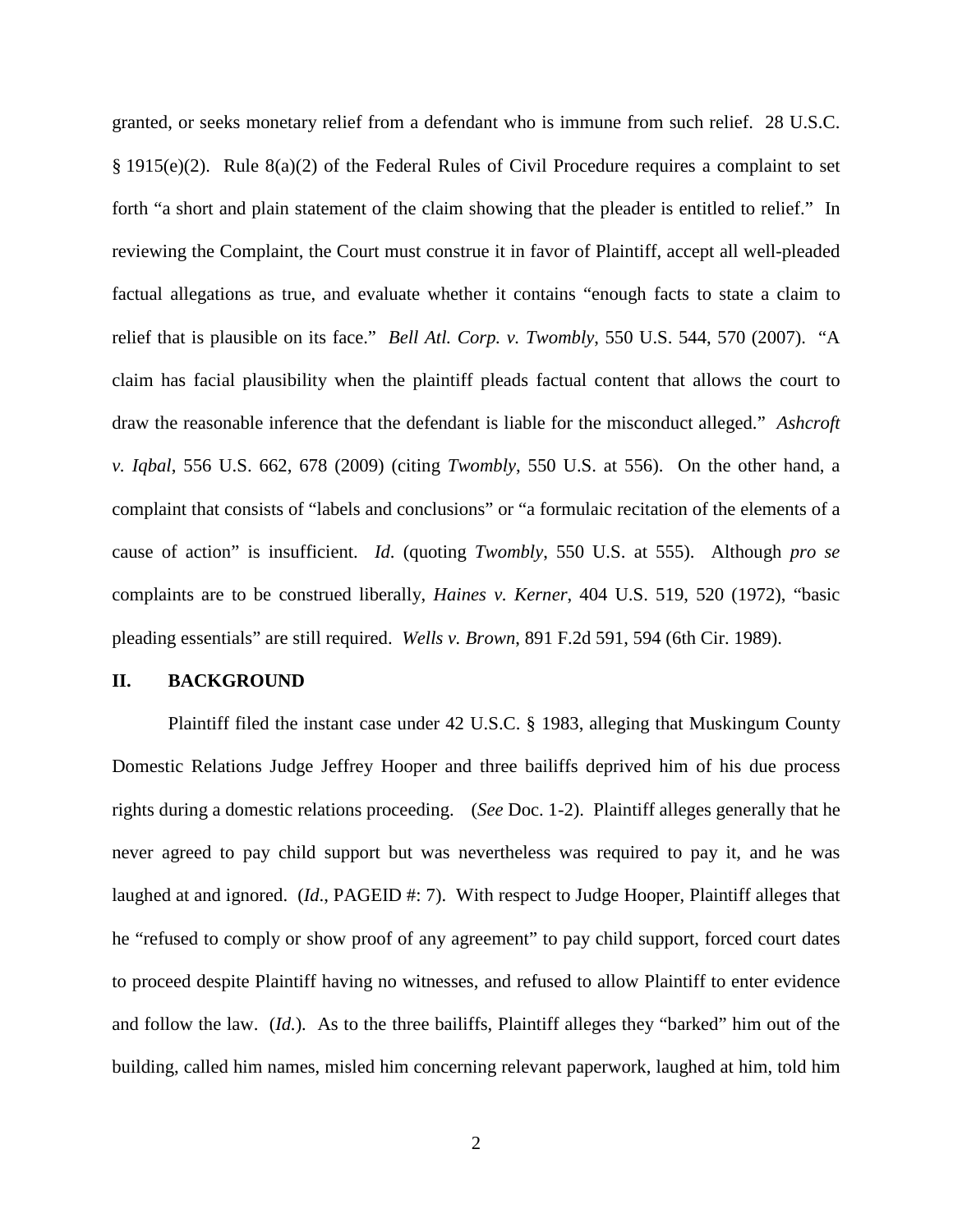granted, or seeks monetary relief from a defendant who is immune from such relief. 28 U.S.C. § 1915(e)(2). Rule 8(a)(2) of the Federal Rules of Civil Procedure requires a complaint to set forth "a short and plain statement of the claim showing that the pleader is entitled to relief." In reviewing the Complaint, the Court must construe it in favor of Plaintiff, accept all well-pleaded factual allegations as true, and evaluate whether it contains "enough facts to state a claim to relief that is plausible on its face." *Bell Atl. Corp. v. Twombly*, 550 U.S. 544, 570 (2007). "A claim has facial plausibility when the plaintiff pleads factual content that allows the court to draw the reasonable inference that the defendant is liable for the misconduct alleged." *Ashcroft v. Iqbal*, 556 U.S. 662, 678 (2009) (citing *Twombly*, 550 U.S. at 556). On the other hand, a complaint that consists of "labels and conclusions" or "a formulaic recitation of the elements of a cause of action" is insufficient. *Id*. (quoting *Twombly*, 550 U.S. at 555). Although *pro se* complaints are to be construed liberally, *Haines v. Kerner*, 404 U.S. 519, 520 (1972), "basic pleading essentials" are still required. *Wells v. Brown*, 891 F.2d 591, 594 (6th Cir. 1989).

## II. BACKGROUND

Plaintiff filed the instant case under 42 U.S.C. § 1983, alleging that Muskingum County Domestic Relations Judge Jeffrey Hooper and three bailiffs deprived him of his due process rights during a domestic relations proceeding. (*See* Doc. 1-2). Plaintiff alleges generally that he never agreed to pay child support but was nevertheless was required to pay it, and he was laughed at and ignored. (*Id*., PAGEID #: 7). With respect to Judge Hooper, Plaintiff alleges that he "refused to comply or show proof of any agreement" to pay child support, forced court dates to proceed despite Plaintiff having no witnesses, and refused to allow Plaintiff to enter evidence and follow the law. (*Id.*). As to the three bailiffs, Plaintiff alleges they "barked" him out of the building, called him names, misled him concerning relevant paperwork, laughed at him, told him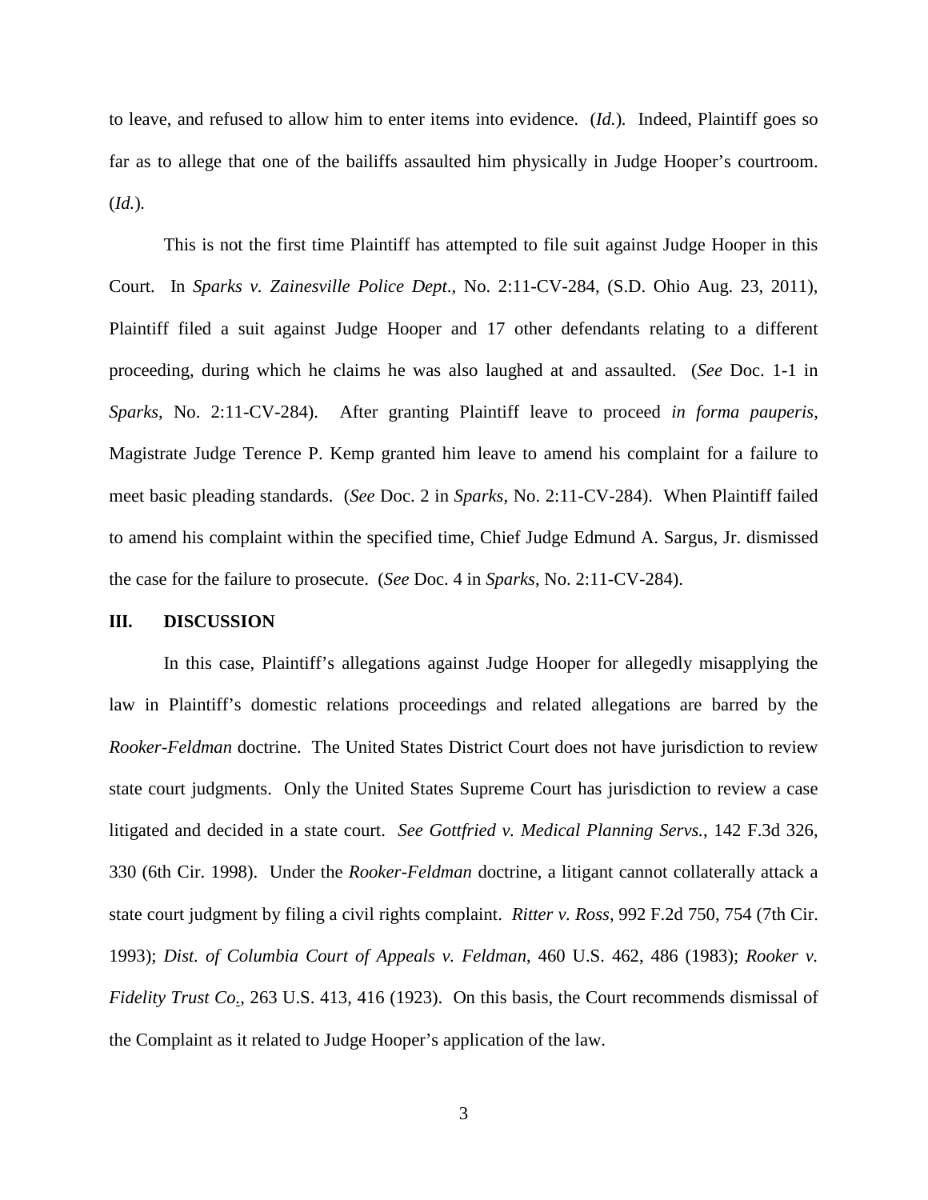to leave, and refused to allow him to enter items into evidence. (*Id.*). Indeed, Plaintiff goes so far as to allege that one of the bailiffs assaulted him physically in Judge Hooper's courtroom. (*Id.*).

This is not the first time Plaintiff has attempted to file suit against Judge Hooper in this Court. In *Sparks v. Zainesville Police Dept*., No. 2:11-CV-284, (S.D. Ohio Aug. 23, 2011), Plaintiff filed a suit against Judge Hooper and 17 other defendants relating to a different proceeding, during which he claims he was also laughed at and assaulted. (*See* Doc. 1-1 in *Sparks*, No. 2:11-CV-284). After granting Plaintiff leave to proceed *in forma pauperis*, Magistrate Judge Terence P. Kemp granted him leave to amend his complaint for a failure to meet basic pleading standards. (*See* Doc. 2 in *Sparks*, No. 2:11-CV-284). When Plaintiff failed to amend his complaint within the specified time, Chief Judge Edmund A. Sargus, Jr. dismissed the case for the failure to prosecute. (*See* Doc. 4 in *Sparks*, No. 2:11-CV-284).

## III. DISCUSSION

In this case, Plaintiff's allegations against Judge Hooper for allegedly misapplying the law in Plaintiff's domestic relations proceedings and related allegations are barred by the *Rooker-Feldman* doctrine. The United States District Court does not have jurisdiction to review state court judgments. Only the United States Supreme Court has jurisdiction to review a case litigated and decided in a state court. *See Gottfried v. Medical Planning Servs.*, 142 F.3d 326, 330 (6th Cir. 1998). Under the *Rooker-Feldman* doctrine, a litigant cannot collaterally attack a state court judgment by filing a civil rights complaint. *Ritter v. Ross*, 992 F.2d 750, 754 (7th Cir. 1993); *Dist. of Columbia Court of Appeals v. Feldman*, 460 U.S. 462, 486 (1983); *Rooker v. Fidelity Trust Co.*, 263 U.S. 413, 416 (1923). On this basis, the Court recommends dismissal of the Complaint as it related to Judge Hooper's application of the law.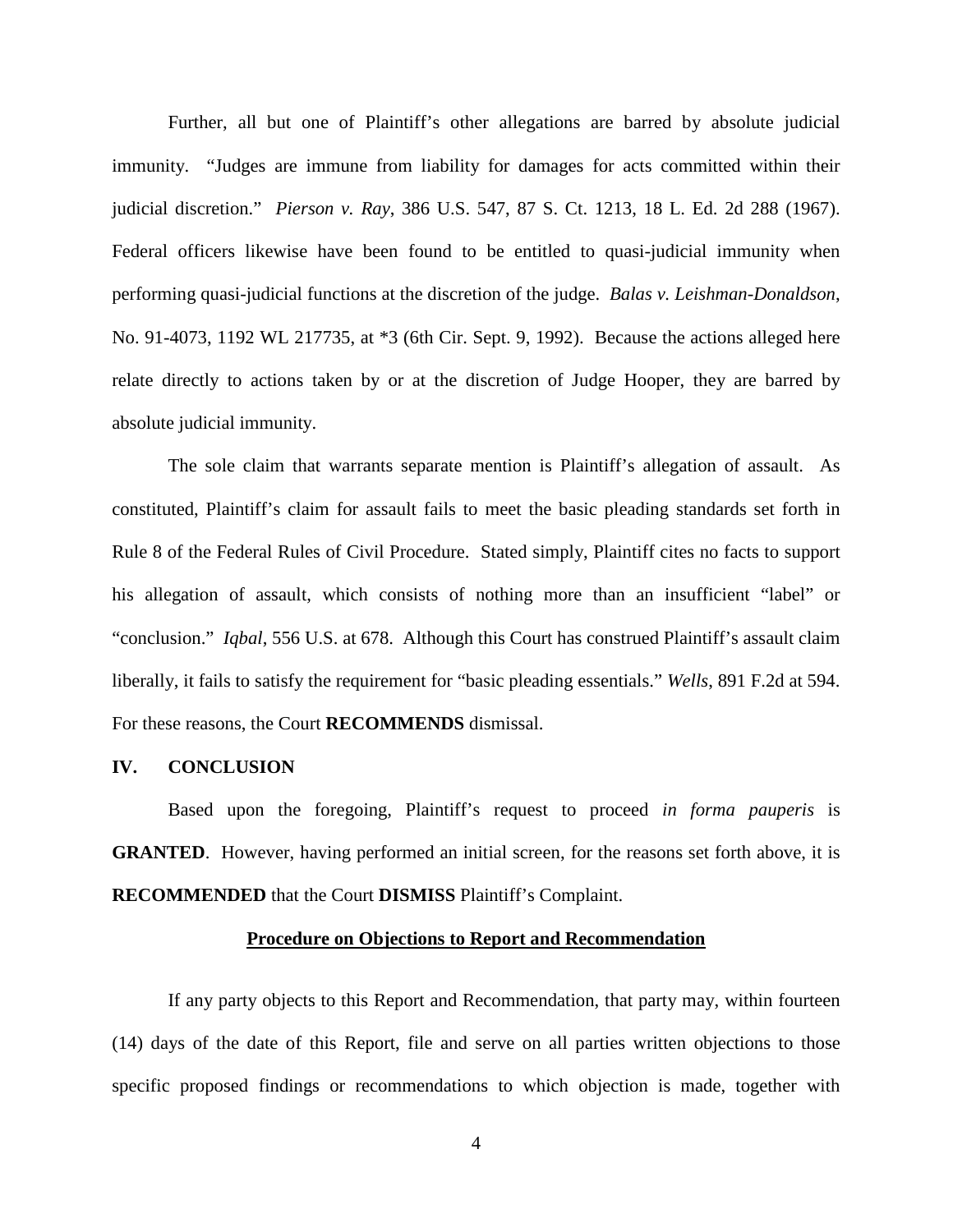Further, all but one of Plaintiff's other allegations are barred by absolute judicial immunity. "Judges are immune from liability for damages for acts committed within their judicial discretion." *Pierson v. Ray*, 386 U.S. 547, 87 S. Ct. 1213, 18 L. Ed. 2d 288 (1967). Federal officers likewise have been found to be entitled to quasi-judicial immunity when performing quasi-judicial functions at the discretion of the judge. *Balas v. Leishman-Donaldson*, No. 91-4073, 1192 WL 217735, at *3 (6th Cir. Sept. 9, 1992). Because the actions alleged here relate directly to actions taken by or at the discretion of Judge Hooper, they are barred by absolute judicial immunity.

The sole claim that warrants separate mention is Plaintiff's allegation of assault. As constituted, Plaintiff's claim for assault fails to meet the basic pleading standards set forth in Rule 8 of the Federal Rules of Civil Procedure. Stated simply, Plaintiff cites no facts to support his allegation of assault, which consists of nothing more than an insufficient "label" or "conclusion." *Iqbal*, 556 U.S. at 678. Although this Court has construed Plaintiff's assault claim liberally, it fails to satisfy the requirement for "basic pleading essentials." *Wells*, 891 F.2d at 594. For these reasons, the Court **RECOMMENDS** dismissal.

## IV. CONCLUSION

Based upon the foregoing, Plaintiff's request to proceed *in forma pauperis* is **GRANTED**. However, having performed an initial screen, for the reasons set forth above, it is **RECOMMENDED** that the Court **DISMISS** Plaintiff's Complaint.

**Procedure on Objections to Report and Recommendation**

If any party objects to this Report and Recommendation, that party may, within fourteen (14) days of the date of this Report, file and serve on all parties written objections to those specific proposed findings or recommendations to which objection is made, together with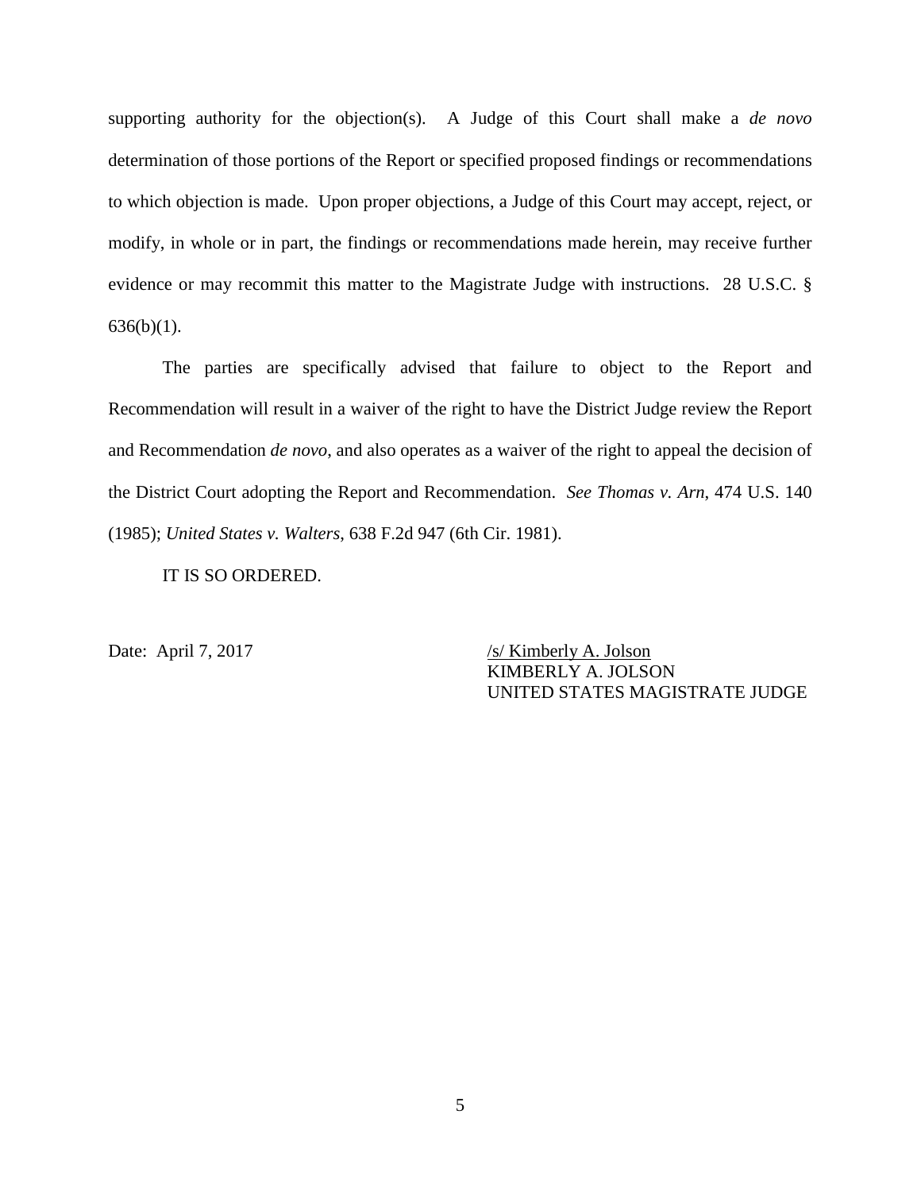supporting authority for the objection(s). A Judge of this Court shall make a *de novo* determination of those portions of the Report or specified proposed findings or recommendations to which objection is made. Upon proper objections, a Judge of this Court may accept, reject, or modify, in whole or in part, the findings or recommendations made herein, may receive further evidence or may recommit this matter to the Magistrate Judge with instructions. 28 U.S.C. § 636(b)(1).

The parties are specifically advised that failure to object to the Report and Recommendation will result in a waiver of the right to have the District Judge review the Report and Recommendation *de novo,* and also operates as a waiver of the right to appeal the decision of the District Court adopting the Report and Recommendation. *See Thomas v. Arn*, 474 U.S. 140 (1985); *United States v. Walters*, 638 F.2d 947 (6th Cir. 1981).

IT IS SO ORDERED.

Date: April 7, 2017

/s/ Kimberly A. Jolson
KIMBERLY A. JOLSON
UNITED STATES MAGISTRATE JUDGE